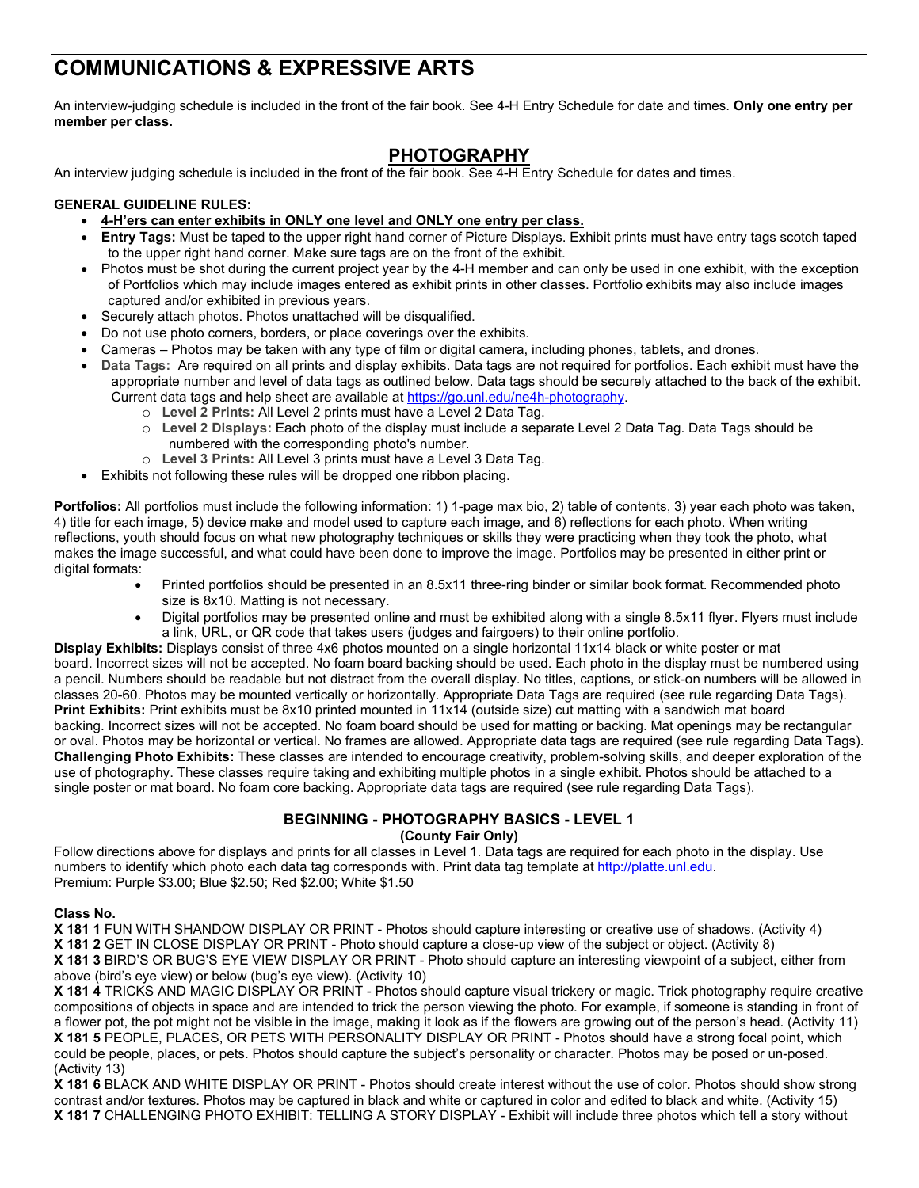# COMMUNICATIONS & EXPRESSIVE ARTS

An interview-judging schedule is included in the front of the fair book. See 4-H Entry Schedule for date and times. **Only one entry per member per class.**

## PHOTOGRAPHY

An interview judging schedule is included in the front of the fair book. See 4-H Entry Schedule for dates and times.

**GENERAL GUIDELINE RULES:**

- **4-H'ers can enter exhibits in ONLY one level and ONLY one entry per class.**
- **Entry Tags:** Must be taped to the upper right hand corner of Picture Displays. Exhibit prints must have entry tags scotch taped to the upper right hand corner. Make sure tags are on the front of the exhibit.
- Photos must be shot during the current project year by the 4-H member and can only be used in one exhibit, with the exception of Portfolios which may include images entered as exhibit prints in other classes. Portfolio exhibits may also include images captured and/or exhibited in previous years.
- Securely attach photos. Photos unattached will be disqualified.
- Do not use photo corners, borders, or place coverings over the exhibits.
- Cameras – Photos may be taken with any type of film or digital camera, including phones, tablets, and drones.
- **Data Tags:** Are required on all prints and display exhibits. Data tags are not required for portfolios. Each exhibit must have the appropriate number and level of data tags as outlined below. Data tags should be securely attached to the back of the exhibit. Current data tags and help sheet are available at https://go.unl.edu/ne4h-photography.
  - **Level 2 Prints:** All Level 2 prints must have a Level 2 Data Tag.
  - **Level 2 Displays:** Each photo of the display must include a separate Level 2 Data Tag. Data Tags should be numbered with the corresponding photo's number.
  - **Level 3 Prints:** All Level 3 prints must have a Level 3 Data Tag.
- Exhibits not following these rules will be dropped one ribbon placing.

**Portfolios:** All portfolios must include the following information: 1) 1-page max bio, 2) table of contents, 3) year each photo was taken, 4) title for each image, 5) device make and model used to capture each image, and 6) reflections for each photo. When writing reflections, youth should focus on what new photography techniques or skills they were practicing when they took the photo, what makes the image successful, and what could have been done to improve the image. Portfolios may be presented in either print or digital formats:

- Printed portfolios should be presented in an 8.5x11 three-ring binder or similar book format. Recommended photo size is 8x10. Matting is not necessary.
- Digital portfolios may be presented online and must be exhibited along with a single 8.5x11 flyer. Flyers must include a link, URL, or QR code that takes users (judges and fairgoers) to their online portfolio.

**Display Exhibits:** Displays consist of three 4x6 photos mounted on a single horizontal 11x14 black or white poster or mat board. Incorrect sizes will not be accepted. No foam board backing should be used. Each photo in the display must be numbered using a pencil. Numbers should be readable but not distract from the overall display. No titles, captions, or stick-on numbers will be allowed in classes 20-60. Photos may be mounted vertically or horizontally. Appropriate Data Tags are required (see rule regarding Data Tags).
**Print Exhibits:** Print exhibits must be 8x10 printed mounted in 11x14 (outside size) cut matting with a sandwich mat board backing. Incorrect sizes will not be accepted. No foam board should be used for matting or backing. Mat openings may be rectangular or oval. Photos may be horizontal or vertical. No frames are allowed. Appropriate data tags are required (see rule regarding Data Tags).
**Challenging Photo Exhibits:** These classes are intended to encourage creativity, problem-solving skills, and deeper exploration of the use of photography. These classes require taking and exhibiting multiple photos in a single exhibit. Photos should be attached to a single poster or mat board. No foam core backing. Appropriate data tags are required (see rule regarding Data Tags).

### BEGINNING - PHOTOGRAPHY BASICS - LEVEL 1
**(County Fair Only)**

Follow directions above for displays and prints for all classes in Level 1. Data tags are required for each photo in the display. Use numbers to identify which photo each data tag corresponds with. Print data tag template at http://platte.unl.edu.
Premium: Purple $3.00; Blue $2.50; Red $2.00; White $1.50

**Class No.**

**X 181 1** FUN WITH SHANDOW DISPLAY OR PRINT - Photos should capture interesting or creative use of shadows. (Activity 4)
**X 181 2** GET IN CLOSE DISPLAY OR PRINT - Photo should capture a close-up view of the subject or object. (Activity 8)
**X 181 3** BIRD'S OR BUG'S EYE VIEW DISPLAY OR PRINT - Photo should capture an interesting viewpoint of a subject, either from above (bird's eye view) or below (bug's eye view). (Activity 10)
**X 181 4** TRICKS AND MAGIC DISPLAY OR PRINT - Photos should capture visual trickery or magic. Trick photography require creative compositions of objects in space and are intended to trick the person viewing the photo. For example, if someone is standing in front of a flower pot, the pot might not be visible in the image, making it look as if the flowers are growing out of the person's head. (Activity 11)
**X 181 5** PEOPLE, PLACES, OR PETS WITH PERSONALITY DISPLAY OR PRINT - Photos should have a strong focal point, which could be people, places, or pets. Photos should capture the subject's personality or character. Photos may be posed or un-posed. (Activity 13)
**X 181 6** BLACK AND WHITE DISPLAY OR PRINT - Photos should create interest without the use of color. Photos should show strong contrast and/or textures. Photos may be captured in black and white or captured in color and edited to black and white. (Activity 15)
**X 181 7** CHALLENGING PHOTO EXHIBIT: TELLING A STORY DISPLAY - Exhibit will include three photos which tell a story without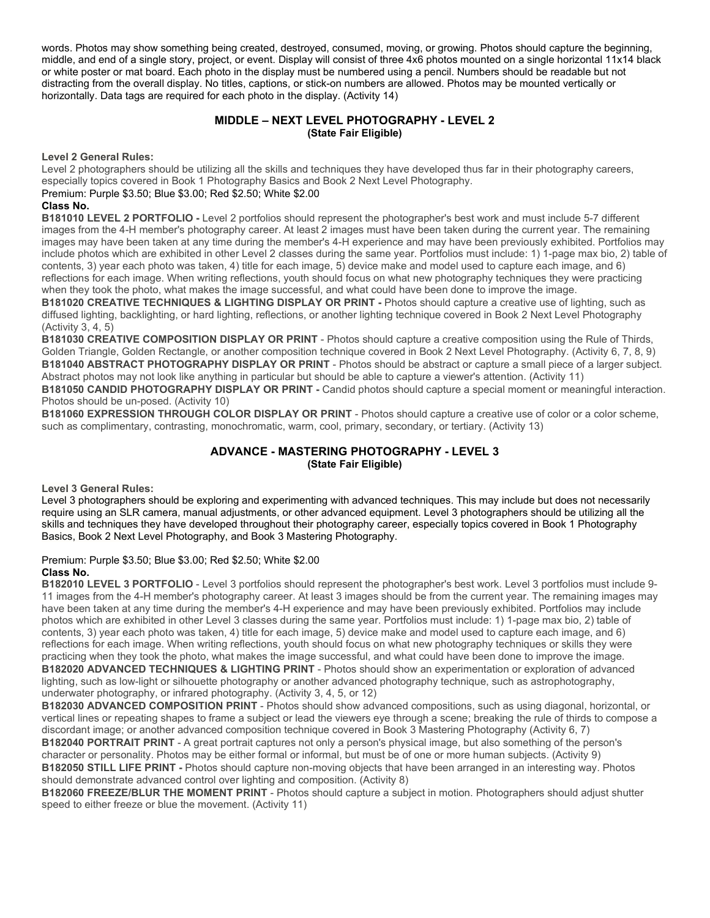words. Photos may show something being created, destroyed, consumed, moving, or growing. Photos should capture the beginning, middle, and end of a single story, project, or event. Display will consist of three 4x6 photos mounted on a single horizontal 11x14 black or white poster or mat board. Each photo in the display must be numbered using a pencil. Numbers should be readable but not distracting from the overall display. No titles, captions, or stick-on numbers are allowed. Photos may be mounted vertically or horizontally. Data tags are required for each photo in the display. (Activity 14)

## MIDDLE – NEXT LEVEL PHOTOGRAPHY - LEVEL 2
**(State Fair Eligible)**

**Level 2 General Rules:**
Level 2 photographers should be utilizing all the skills and techniques they have developed thus far in their photography careers, especially topics covered in Book 1 Photography Basics and Book 2 Next Level Photography.
Premium: Purple $3.50; Blue $3.00; Red $2.50; White $2.00

**Class No.**

**B181010 LEVEL 2 PORTFOLIO -** Level 2 portfolios should represent the photographer's best work and must include 5-7 different images from the 4-H member's photography career. At least 2 images must have been taken during the current year. The remaining images may have been taken at any time during the member's 4-H experience and may have been previously exhibited. Portfolios may include photos which are exhibited in other Level 2 classes during the same year. Portfolios must include: 1) 1-page max bio, 2) table of contents, 3) year each photo was taken, 4) title for each image, 5) device make and model used to capture each image, and 6) reflections for each image. When writing reflections, youth should focus on what new photography techniques they were practicing when they took the photo, what makes the image successful, and what could have been done to improve the image.

**B181020 CREATIVE TECHNIQUES & LIGHTING DISPLAY OR PRINT -** Photos should capture a creative use of lighting, such as diffused lighting, backlighting, or hard lighting, reflections, or another lighting technique covered in Book 2 Next Level Photography (Activity 3, 4, 5)

**B181030 CREATIVE COMPOSITION DISPLAY OR PRINT** - Photos should capture a creative composition using the Rule of Thirds, Golden Triangle, Golden Rectangle, or another composition technique covered in Book 2 Next Level Photography. (Activity 6, 7, 8, 9)

**B181040 ABSTRACT PHOTOGRAPHY DISPLAY OR PRINT** - Photos should be abstract or capture a small piece of a larger subject. Abstract photos may not look like anything in particular but should be able to capture a viewer's attention. (Activity 11)

**B181050 CANDID PHOTOGRAPHY DISPLAY OR PRINT -** Candid photos should capture a special moment or meaningful interaction. Photos should be un-posed. (Activity 10)

**B181060 EXPRESSION THROUGH COLOR DISPLAY OR PRINT** - Photos should capture a creative use of color or a color scheme, such as complimentary, contrasting, monochromatic, warm, cool, primary, secondary, or tertiary. (Activity 13)

## ADVANCE - MASTERING PHOTOGRAPHY - LEVEL 3
**(State Fair Eligible)**

**Level 3 General Rules:**
Level 3 photographers should be exploring and experimenting with advanced techniques. This may include but does not necessarily require using an SLR camera, manual adjustments, or other advanced equipment. Level 3 photographers should be utilizing all the skills and techniques they have developed throughout their photography career, especially topics covered in Book 1 Photography Basics, Book 2 Next Level Photography, and Book 3 Mastering Photography.

Premium: Purple $3.50; Blue $3.00; Red $2.50; White $2.00

**Class No.**

**B182010 LEVEL 3 PORTFOLIO** - Level 3 portfolios should represent the photographer's best work. Level 3 portfolios must include 9-11 images from the 4-H member's photography career. At least 3 images should be from the current year. The remaining images may have been taken at any time during the member's 4-H experience and may have been previously exhibited. Portfolios may include photos which are exhibited in other Level 3 classes during the same year. Portfolios must include: 1) 1-page max bio, 2) table of contents, 3) year each photo was taken, 4) title for each image, 5) device make and model used to capture each image, and 6) reflections for each image. When writing reflections, youth should focus on what new photography techniques or skills they were practicing when they took the photo, what makes the image successful, and what could have been done to improve the image.

**B182020 ADVANCED TECHNIQUES & LIGHTING PRINT** - Photos should show an experimentation or exploration of advanced lighting, such as low-light or silhouette photography or another advanced photography technique, such as astrophotography, underwater photography, or infrared photography. (Activity 3, 4, 5, or 12)

**B182030 ADVANCED COMPOSITION PRINT** - Photos should show advanced compositions, such as using diagonal, horizontal, or vertical lines or repeating shapes to frame a subject or lead the viewers eye through a scene; breaking the rule of thirds to compose a discordant image; or another advanced composition technique covered in Book 3 Mastering Photography (Activity 6, 7)

**B182040 PORTRAIT PRINT** - A great portrait captures not only a person's physical image, but also something of the person's character or personality. Photos may be either formal or informal, but must be of one or more human subjects. (Activity 9)

**B182050 STILL LIFE PRINT -** Photos should capture non-moving objects that have been arranged in an interesting way. Photos should demonstrate advanced control over lighting and composition. (Activity 8)

**B182060 FREEZE/BLUR THE MOMENT PRINT** - Photos should capture a subject in motion. Photographers should adjust shutter speed to either freeze or blue the movement. (Activity 11)